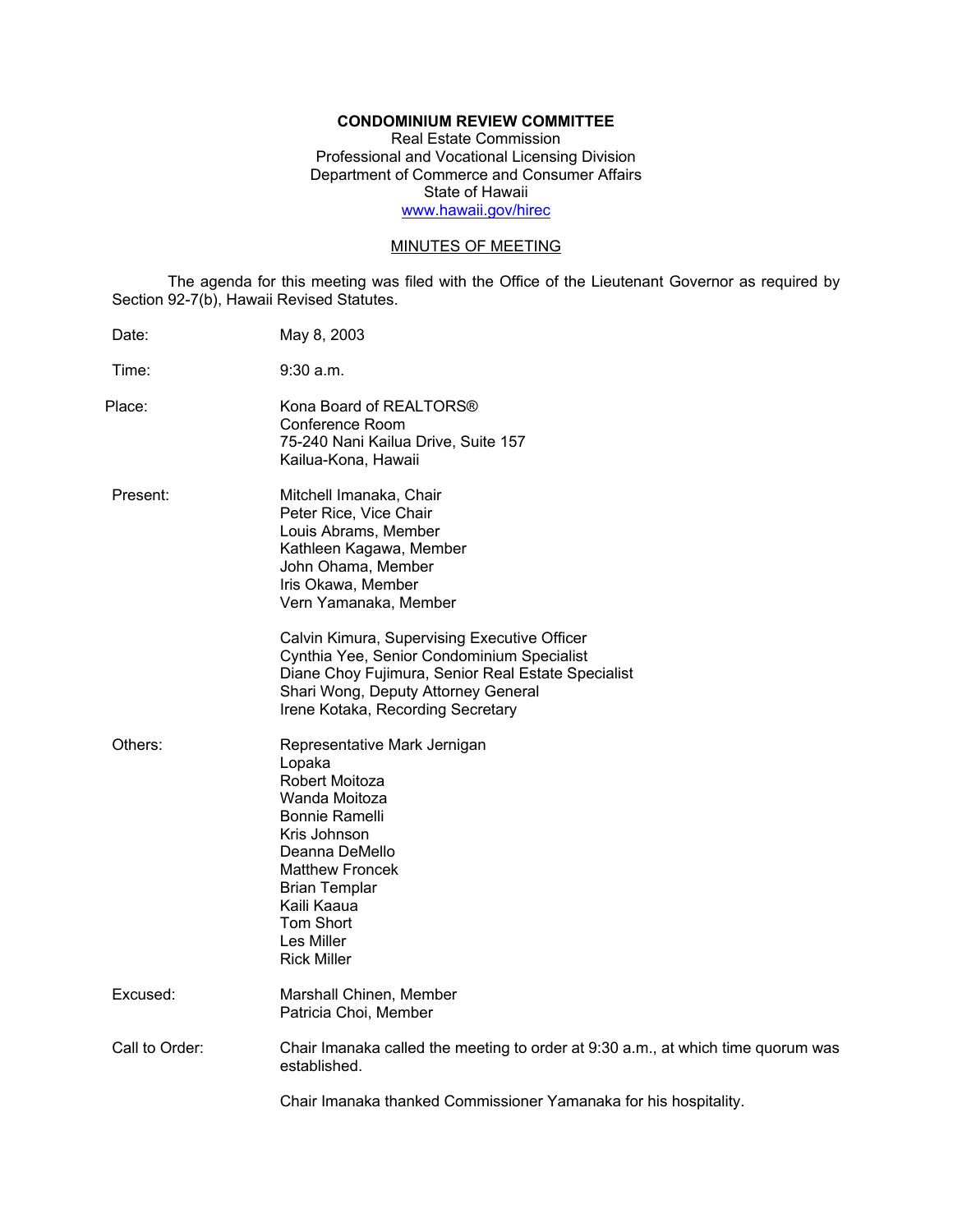**CONDOMINIUM REVIEW COMMITTEE**
Real Estate Commission
Professional and Vocational Licensing Division
Department of Commerce and Consumer Affairs
State of Hawaii
www.hawaii.gov/hirec

MINUTES OF MEETING

The agenda for this meeting was filed with the Office of the Lieutenant Governor as required by Section 92-7(b), Hawaii Revised Statutes.

Date: May 8, 2003

Time: 9:30 a.m.

Place: Kona Board of REALTORS®
Conference Room
75-240 Nani Kailua Drive, Suite 157
Kailua-Kona, Hawaii

Present: Mitchell Imanaka, Chair
Peter Rice, Vice Chair
Louis Abrams, Member
Kathleen Kagawa, Member
John Ohama, Member
Iris Okawa, Member
Vern Yamanaka, Member

Calvin Kimura, Supervising Executive Officer
Cynthia Yee, Senior Condominium Specialist
Diane Choy Fujimura, Senior Real Estate Specialist
Shari Wong, Deputy Attorney General
Irene Kotaka, Recording Secretary

Others: Representative Mark Jernigan
Lopaka
Robert Moitoza
Wanda Moitoza
Bonnie Ramelli
Kris Johnson
Deanna DeMello
Matthew Froncek
Brian Templar
Kaili Kaaua
Tom Short
Les Miller
Rick Miller

Excused: Marshall Chinen, Member
Patricia Choi, Member

Call to Order: Chair Imanaka called the meeting to order at 9:30 a.m., at which time quorum was established.

Chair Imanaka thanked Commissioner Yamanaka for his hospitality.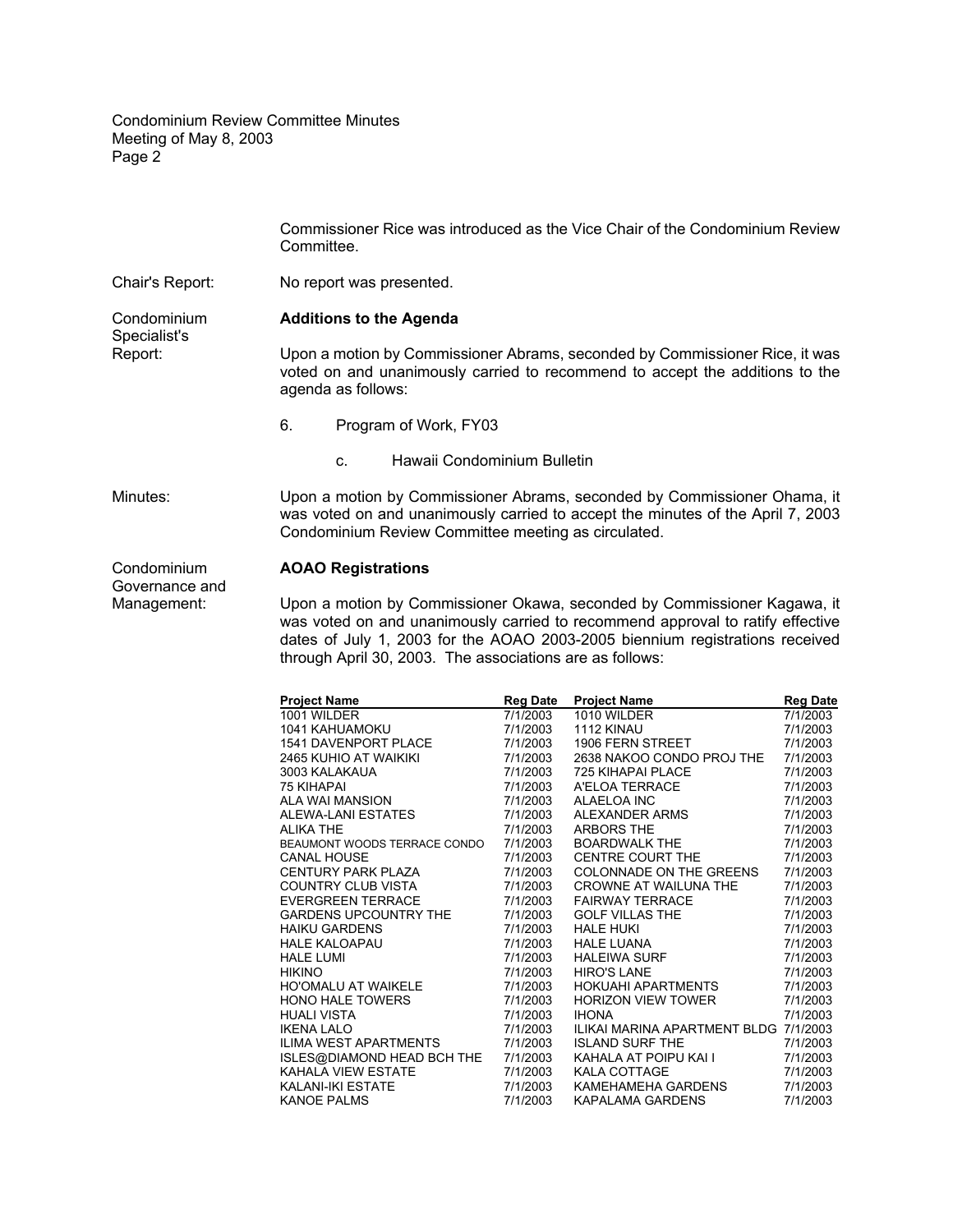Commissioner Rice was introduced as the Vice Chair of the Condominium Review Committee.

Chair's Report: No report was presented.

Condominium Specialist's Report:

**Additions to the Agenda**

Upon a motion by Commissioner Abrams, seconded by Commissioner Rice, it was voted on and unanimously carried to recommend to accept the additions to the agenda as follows:

6. Program of Work, FY03

   c. Hawaii Condominium Bulletin

Minutes: Upon a motion by Commissioner Abrams, seconded by Commissioner Ohama, it was voted on and unanimously carried to accept the minutes of the April 7, 2003 Condominium Review Committee meeting as circulated.

Condominium Governance and Management:

**AOAO Registrations**

Upon a motion by Commissioner Okawa, seconded by Commissioner Kagawa, it was voted on and unanimously carried to recommend approval to ratify effective dates of July 1, 2003 for the AOAO 2003-2005 biennium registrations received through April 30, 2003. The associations are as follows:

| Project Name | Reg Date | Project Name | Reg Date |
|---|---|---|---|
| 1001 WILDER | 7/1/2003 | 1010 WILDER | 7/1/2003 |
| 1041 KAHUAMOKU | 7/1/2003 | 1112 KINAU | 7/1/2003 |
| 1541 DAVENPORT PLACE | 7/1/2003 | 1906 FERN STREET | 7/1/2003 |
| 2465 KUHIO AT WAIKIKI | 7/1/2003 | 2638 NAKOO CONDO PROJ THE | 7/1/2003 |
| 3003 KALAKAUA | 7/1/2003 | 725 KIHAPAI PLACE | 7/1/2003 |
| 75 KIHAPAI | 7/1/2003 | A'ELOA TERRACE | 7/1/2003 |
| ALA WAI MANSION | 7/1/2003 | ALAELOA INC | 7/1/2003 |
| ALEWA-LANI ESTATES | 7/1/2003 | ALEXANDER ARMS | 7/1/2003 |
| ALIKA THE | 7/1/2003 | ARBORS THE | 7/1/2003 |
| BEAUMONT WOODS TERRACE CONDO | 7/1/2003 | BOARDWALK THE | 7/1/2003 |
| CANAL HOUSE | 7/1/2003 | CENTRE COURT THE | 7/1/2003 |
| CENTURY PARK PLAZA | 7/1/2003 | COLONNADE ON THE GREENS | 7/1/2003 |
| COUNTRY CLUB VISTA | 7/1/2003 | CROWNE AT WAILUNA THE | 7/1/2003 |
| EVERGREEN TERRACE | 7/1/2003 | FAIRWAY TERRACE | 7/1/2003 |
| GARDENS UPCOUNTRY THE | 7/1/2003 | GOLF VILLAS THE | 7/1/2003 |
| HAIKU GARDENS | 7/1/2003 | HALE HUKI | 7/1/2003 |
| HALE KALOAPAU | 7/1/2003 | HALE LUANA | 7/1/2003 |
| HALE LUMI | 7/1/2003 | HALEIWA SURF | 7/1/2003 |
| HIKINO | 7/1/2003 | HIRO'S LANE | 7/1/2003 |
| HO'OMALU AT WAIKELE | 7/1/2003 | HOKUAHI APARTMENTS | 7/1/2003 |
| HONO HALE TOWERS | 7/1/2003 | HORIZON VIEW TOWER | 7/1/2003 |
| HUALI VISTA | 7/1/2003 | IHONA | 7/1/2003 |
| IKENA LALO | 7/1/2003 | ILIKAI MARINA APARTMENT BLDG | 7/1/2003 |
| ILIMA WEST APARTMENTS | 7/1/2003 | ISLAND SURF THE | 7/1/2003 |
| ISLES@DIAMOND HEAD BCH THE | 7/1/2003 | KAHALA AT POIPU KAI I | 7/1/2003 |
| KAHALA VIEW ESTATE | 7/1/2003 | KALA COTTAGE | 7/1/2003 |
| KALANI-IKI ESTATE | 7/1/2003 | KAMEHAMEHA GARDENS | 7/1/2003 |
| KANOE PALMS | 7/1/2003 | KAPALAMA GARDENS | 7/1/2003 |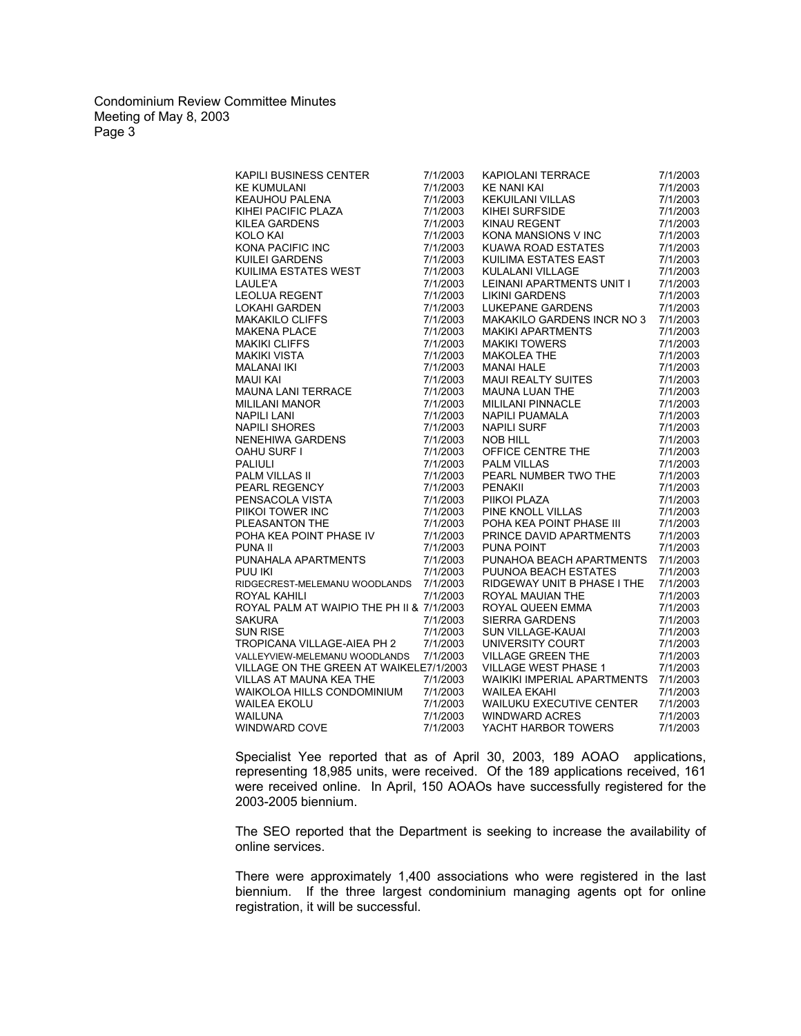| | | | |
|---|---|---|---|
| KAPILI BUSINESS CENTER | 7/1/2003 | KAPIOLANI TERRACE | 7/1/2003 |
| KE KUMULANI | 7/1/2003 | KE NANI KAI | 7/1/2003 |
| KEAUHOU PALENA | 7/1/2003 | KEKUILANI VILLAS | 7/1/2003 |
| KIHEI PACIFIC PLAZA | 7/1/2003 | KIHEI SURFSIDE | 7/1/2003 |
| KILEA GARDENS | 7/1/2003 | KINAU REGENT | 7/1/2003 |
| KOLO KAI | 7/1/2003 | KONA MANSIONS V INC | 7/1/2003 |
| KONA PACIFIC INC | 7/1/2003 | KUAWA ROAD ESTATES | 7/1/2003 |
| KUILEI GARDENS | 7/1/2003 | KUILIMA ESTATES EAST | 7/1/2003 |
| KUILIMA ESTATES WEST | 7/1/2003 | KULALANI VILLAGE | 7/1/2003 |
| LAULE'A | 7/1/2003 | LEINANI APARTMENTS UNIT I | 7/1/2003 |
| LEOLUA REGENT | 7/1/2003 | LIKINI GARDENS | 7/1/2003 |
| LOKAHI GARDEN | 7/1/2003 | LUKEPANE GARDENS | 7/1/2003 |
| MAKAKILO CLIFFS | 7/1/2003 | MAKAKILO GARDENS INCR NO 3 | 7/1/2003 |
| MAKENA PLACE | 7/1/2003 | MAKIKI APARTMENTS | 7/1/2003 |
| MAKIKI CLIFFS | 7/1/2003 | MAKIKI TOWERS | 7/1/2003 |
| MAKIKI VISTA | 7/1/2003 | MAKOLEA THE | 7/1/2003 |
| MALANAI IKI | 7/1/2003 | MANAI HALE | 7/1/2003 |
| MAUI KAI | 7/1/2003 | MAUI REALTY SUITES | 7/1/2003 |
| MAUNA LANI TERRACE | 7/1/2003 | MAUNA LUAN THE | 7/1/2003 |
| MILILANI MANOR | 7/1/2003 | MILILANI PINNACLE | 7/1/2003 |
| NAPILI LANI | 7/1/2003 | NAPILI PUAMALA | 7/1/2003 |
| NAPILI SHORES | 7/1/2003 | NAPILI SURF | 7/1/2003 |
| NENEHIWA GARDENS | 7/1/2003 | NOB HILL | 7/1/2003 |
| OAHU SURF I | 7/1/2003 | OFFICE CENTRE THE | 7/1/2003 |
| PALIULI | 7/1/2003 | PALM VILLAS | 7/1/2003 |
| PALM VILLAS II | 7/1/2003 | PEARL NUMBER TWO THE | 7/1/2003 |
| PEARL REGENCY | 7/1/2003 | PENAKII | 7/1/2003 |
| PENSACOLA VISTA | 7/1/2003 | PIIKOI PLAZA | 7/1/2003 |
| PIIKOI TOWER INC | 7/1/2003 | PINE KNOLL VILLAS | 7/1/2003 |
| PLEASANTON THE | 7/1/2003 | POHA KEA POINT PHASE III | 7/1/2003 |
| POHA KEA POINT PHASE IV | 7/1/2003 | PRINCE DAVID APARTMENTS | 7/1/2003 |
| PUNA II | 7/1/2003 | PUNA POINT | 7/1/2003 |
| PUNAHALA APARTMENTS | 7/1/2003 | PUNAHOA BEACH APARTMENTS | 7/1/2003 |
| PUU IKI | 7/1/2003 | PUUNOA BEACH ESTATES | 7/1/2003 |
| RIDGECREST-MELEMANU WOODLANDS | 7/1/2003 | RIDGEWAY UNIT B PHASE I THE | 7/1/2003 |
| ROYAL KAHILI | 7/1/2003 | ROYAL MAUIAN THE | 7/1/2003 |
| ROYAL PALM AT WAIPIO THE PH II & | 7/1/2003 | ROYAL QUEEN EMMA | 7/1/2003 |
| SAKURA | 7/1/2003 | SIERRA GARDENS | 7/1/2003 |
| SUN RISE | 7/1/2003 | SUN VILLAGE-KAUAI | 7/1/2003 |
| TROPICANA VILLAGE-AIEA PH 2 | 7/1/2003 | UNIVERSITY COURT | 7/1/2003 |
| VALLEYVIEW-MELEMANU WOODLANDS | 7/1/2003 | VILLAGE GREEN THE | 7/1/2003 |
| VILLAGE ON THE GREEN AT WAIKELE | 7/1/2003 | VILLAGE WEST PHASE 1 | 7/1/2003 |
| VILLAS AT MAUNA KEA THE | 7/1/2003 | WAIKIKI IMPERIAL APARTMENTS | 7/1/2003 |
| WAIKOLOA HILLS CONDOMINIUM | 7/1/2003 | WAILEA EKAHI | 7/1/2003 |
| WAILEA EKOLU | 7/1/2003 | WAILUKU EXECUTIVE CENTER | 7/1/2003 |
| WAILUNA | 7/1/2003 | WINDWARD ACRES | 7/1/2003 |
| WINDWARD COVE | 7/1/2003 | YACHT HARBOR TOWERS | 7/1/2003 |

Specialist Yee reported that as of April 30, 2003, 189 AOAO applications, representing 18,985 units, were received. Of the 189 applications received, 161 were received online. In April, 150 AOAOs have successfully registered for the 2003-2005 biennium.

The SEO reported that the Department is seeking to increase the availability of online services.

There were approximately 1,400 associations who were registered in the last biennium. If the three largest condominium managing agents opt for online registration, it will be successful.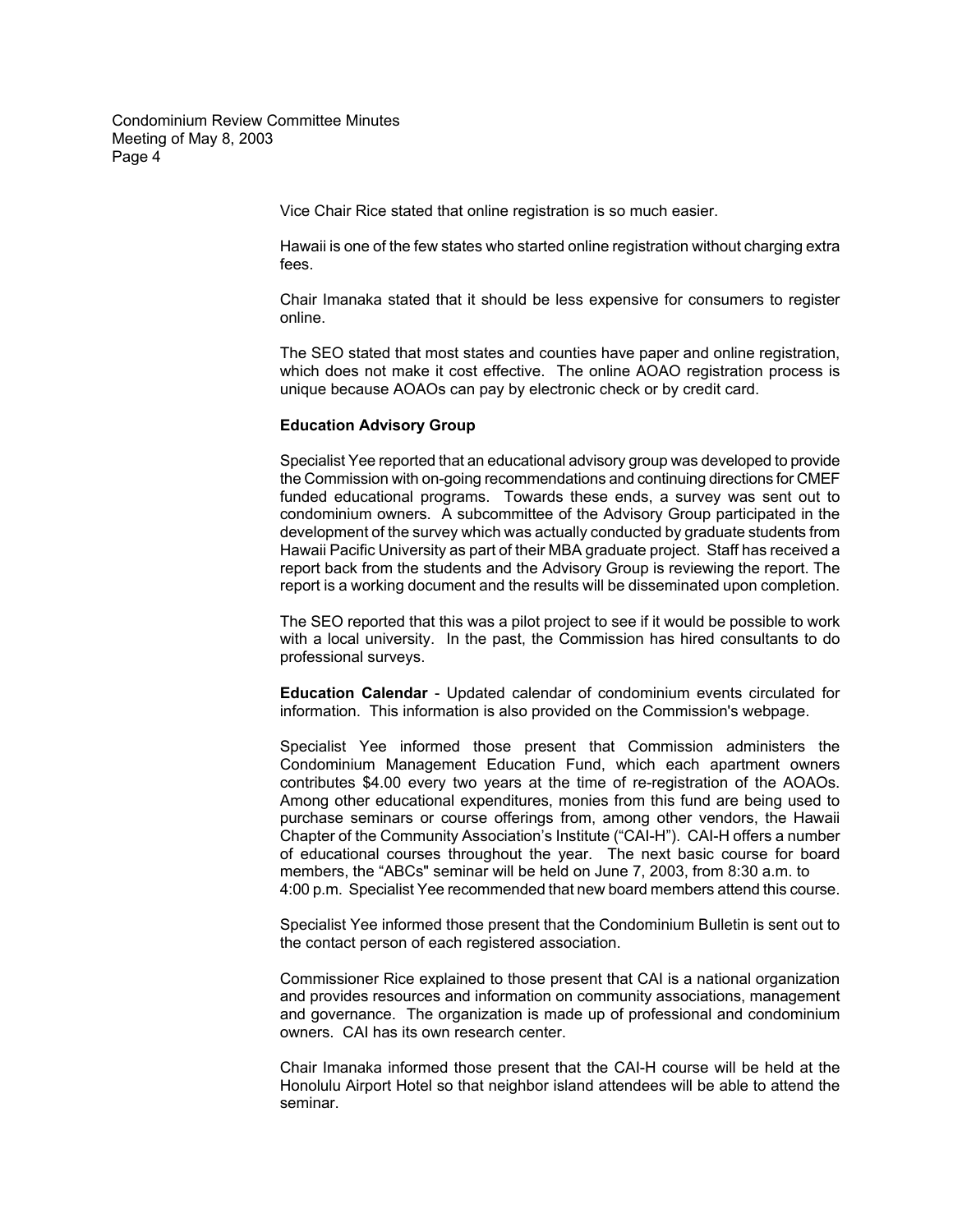Vice Chair Rice stated that online registration is so much easier.

Hawaii is one of the few states who started online registration without charging extra fees.

Chair Imanaka stated that it should be less expensive for consumers to register online.

The SEO stated that most states and counties have paper and online registration, which does not make it cost effective. The online AOAO registration process is unique because AOAOs can pay by electronic check or by credit card.

**Education Advisory Group**

Specialist Yee reported that an educational advisory group was developed to provide the Commission with on-going recommendations and continuing directions for CMEF funded educational programs. Towards these ends, a survey was sent out to condominium owners. A subcommittee of the Advisory Group participated in the development of the survey which was actually conducted by graduate students from Hawaii Pacific University as part of their MBA graduate project. Staff has received a report back from the students and the Advisory Group is reviewing the report. The report is a working document and the results will be disseminated upon completion.

The SEO reported that this was a pilot project to see if it would be possible to work with a local university. In the past, the Commission has hired consultants to do professional surveys.

**Education Calendar** - Updated calendar of condominium events circulated for information. This information is also provided on the Commission's webpage.

Specialist Yee informed those present that Commission administers the Condominium Management Education Fund, which each apartment owners contributes $4.00 every two years at the time of re-registration of the AOAOs. Among other educational expenditures, monies from this fund are being used to purchase seminars or course offerings from, among other vendors, the Hawaii Chapter of the Community Association's Institute ("CAI-H"). CAI-H offers a number of educational courses throughout the year. The next basic course for board members, the "ABCs" seminar will be held on June 7, 2003, from 8:30 a.m. to 4:00 p.m. Specialist Yee recommended that new board members attend this course.

Specialist Yee informed those present that the Condominium Bulletin is sent out to the contact person of each registered association.

Commissioner Rice explained to those present that CAI is a national organization and provides resources and information on community associations, management and governance. The organization is made up of professional and condominium owners. CAI has its own research center.

Chair Imanaka informed those present that the CAI-H course will be held at the Honolulu Airport Hotel so that neighbor island attendees will be able to attend the seminar.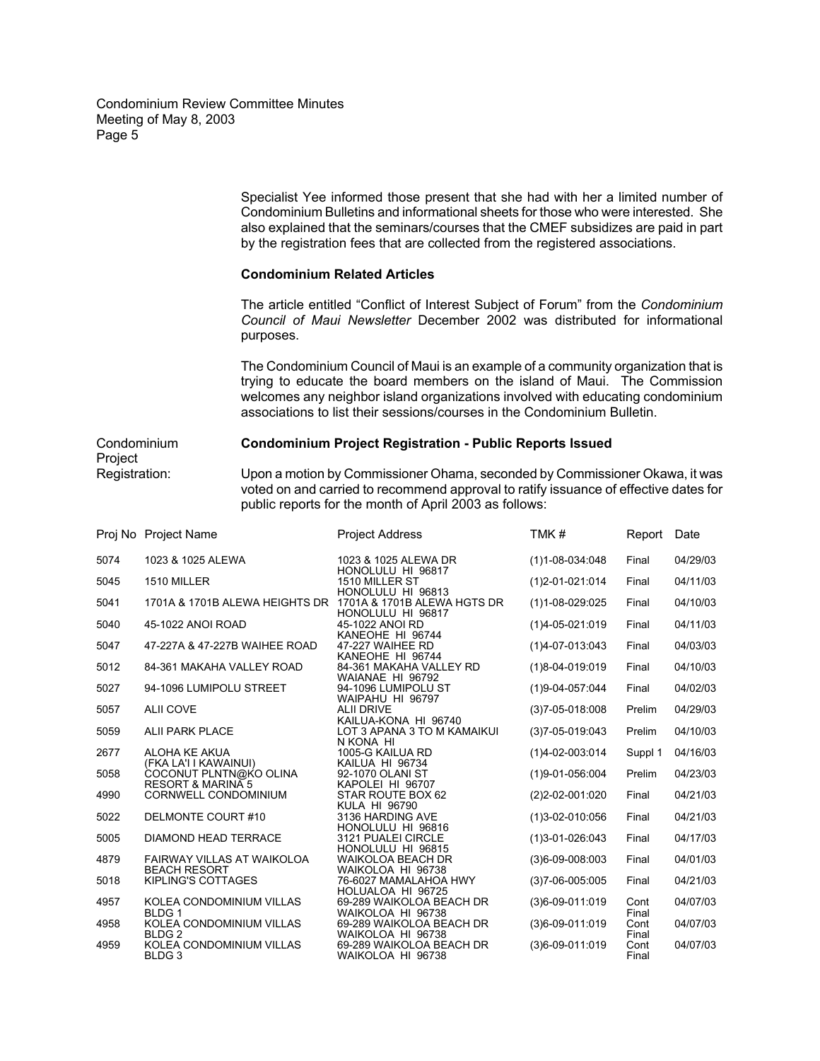Specialist Yee informed those present that she had with her a limited number of Condominium Bulletins and informational sheets for those who were interested. She also explained that the seminars/courses that the CMEF subsidizes are paid in part by the registration fees that are collected from the registered associations.

**Condominium Related Articles**

The article entitled "Conflict of Interest Subject of Forum" from the *Condominium Council of Maui Newsletter* December 2002 was distributed for informational purposes.

The Condominium Council of Maui is an example of a community organization that is trying to educate the board members on the island of Maui. The Commission welcomes any neighbor island organizations involved with educating condominium associations to list their sessions/courses in the Condominium Bulletin.

Condominium Project Registration:

**Condominium Project Registration - Public Reports Issued**

Upon a motion by Commissioner Ohama, seconded by Commissioner Okawa, it was voted on and carried to recommend approval to ratify issuance of effective dates for public reports for the month of April 2003 as follows:

| Proj No | Project Name | Project Address | TMK # | Report | Date |
|---|---|---|---|---|---|
| 5074 | 1023 & 1025 ALEWA | 1023 & 1025 ALEWA DR HONOLULU HI 96817 | (1)1-08-034:048 | Final | 04/29/03 |
| 5045 | 1510 MILLER | 1510 MILLER ST HONOLULU HI 96813 | (1)2-01-021:014 | Final | 04/11/03 |
| 5041 | 1701A & 1701B ALEWA HEIGHTS DR | 1701A & 1701B ALEWA HGTS DR HONOLULU HI 96817 | (1)1-08-029:025 | Final | 04/10/03 |
| 5040 | 45-1022 ANOI ROAD | 45-1022 ANOI RD KANEOHE HI 96744 | (1)4-05-021:019 | Final | 04/11/03 |
| 5047 | 47-227A & 47-227B WAIHEE ROAD | 47-227 WAIHEE RD KANEOHE HI 96744 | (1)4-07-013:043 | Final | 04/03/03 |
| 5012 | 84-361 MAKAHA VALLEY ROAD | 84-361 MAKAHA VALLEY RD WAIANAE HI 96792 | (1)8-04-019:019 | Final | 04/10/03 |
| 5027 | 94-1096 LUMIPOLU STREET | 94-1096 LUMIPOLU ST WAIPAHU HI 96797 | (1)9-04-057:044 | Final | 04/02/03 |
| 5057 | ALII COVE | ALII DRIVE KAILUA-KONA HI 96740 | (3)7-05-018:008 | Prelim | 04/29/03 |
| 5059 | ALII PARK PLACE | LOT 3 APANA 3 TO M KAMAIKUI N KONA HI | (3)7-05-019:043 | Prelim | 04/10/03 |
| 2677 | ALOHA KE AKUA (FKA LA'I I KAWAINUI) | 1005-G KAILUA RD KAILUA HI 96734 | (1)4-02-003:014 | Suppl 1 | 04/16/03 |
| 5058 | COCONUT PLNTN@KO OLINA RESORT & MARINA 5 | 92-1070 OLANI ST KAPOLEI HI 96707 | (1)9-01-056:004 | Prelim | 04/23/03 |
| 4990 | CORNWELL CONDOMINIUM | STAR ROUTE BOX 62 KULA HI 96790 | (2)2-02-001:020 | Final | 04/21/03 |
| 5022 | DELMONTE COURT #10 | 3136 HARDING AVE HONOLULU HI 96816 | (1)3-02-010:056 | Final | 04/21/03 |
| 5005 | DIAMOND HEAD TERRACE | 3121 PUALEI CIRCLE HONOLULU HI 96815 | (1)3-01-026:043 | Final | 04/17/03 |
| 4879 | FAIRWAY VILLAS AT WAIKOLOA BEACH RESORT | WAIKOLOA BEACH DR WAIKOLOA HI 96738 | (3)6-09-008:003 | Final | 04/01/03 |
| 5018 | KIPLING'S COTTAGES | 76-6027 MAMALAHOA HWY HOLUALOA HI 96725 | (3)7-06-005:005 | Final | 04/21/03 |
| 4957 | KOLEA CONDOMINIUM VILLAS BLDG 1 | 69-289 WAIKOLOA BEACH DR WAIKOLOA HI 96738 | (3)6-09-011:019 | Cont Final | 04/07/03 |
| 4958 | KOLEA CONDOMINIUM VILLAS BLDG 2 | 69-289 WAIKOLOA BEACH DR WAIKOLOA HI 96738 | (3)6-09-011:019 | Cont Final | 04/07/03 |
| 4959 | KOLEA CONDOMINIUM VILLAS BLDG 3 | 69-289 WAIKOLOA BEACH DR WAIKOLOA HI 96738 | (3)6-09-011:019 | Cont Final | 04/07/03 |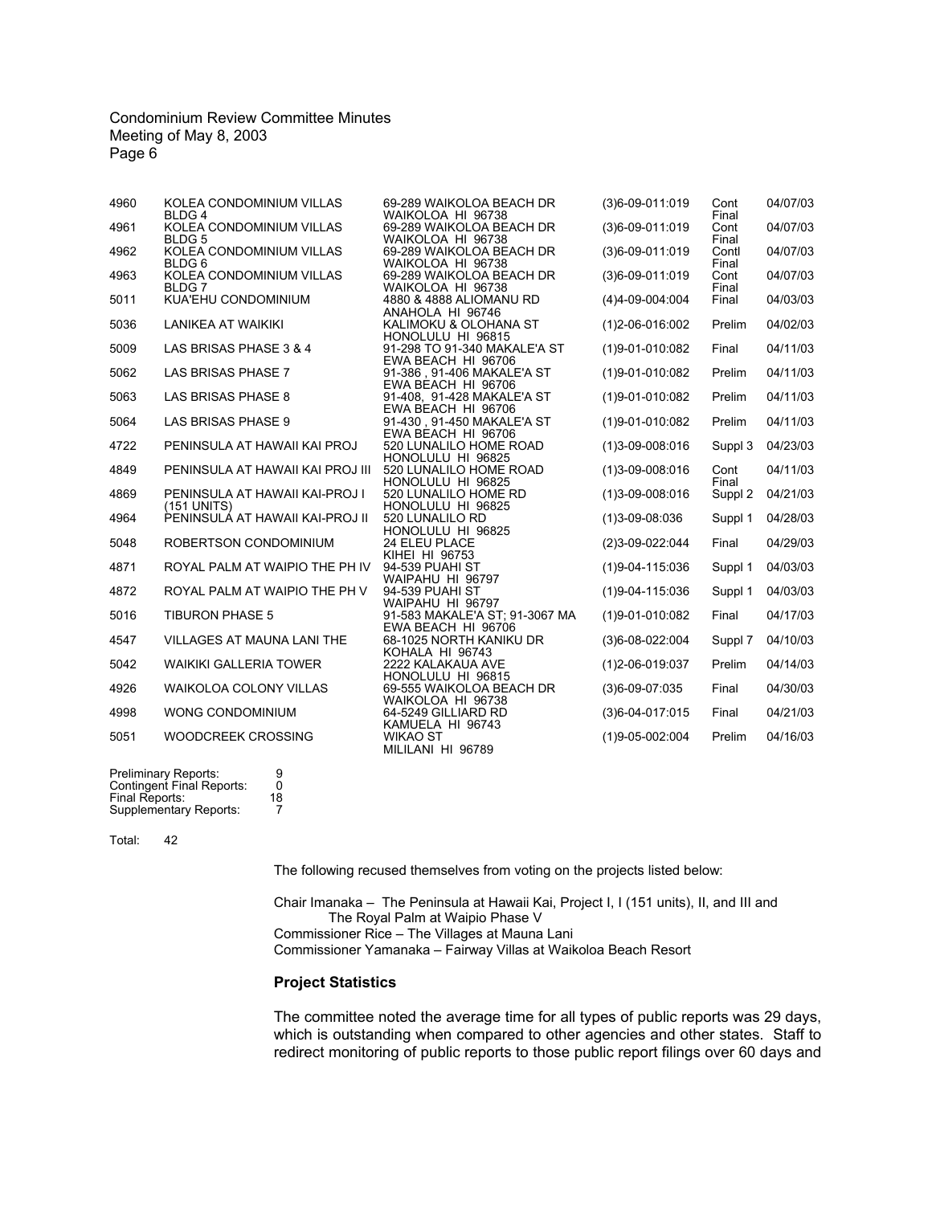| | | | | | |
|---|---|---|---|---|---|
| 4960 | KOLEA CONDOMINIUM VILLAS BLDG 4 | 69-289 WAIKOLOA BEACH DR WAIKOLOA HI 96738 | (3)6-09-011:019 | Cont Final | 04/07/03 |
| 4961 | KOLEA CONDOMINIUM VILLAS BLDG 5 | 69-289 WAIKOLOA BEACH DR WAIKOLOA HI 96738 | (3)6-09-011:019 | Cont Final | 04/07/03 |
| 4962 | KOLEA CONDOMINIUM VILLAS BLDG 6 | 69-289 WAIKOLOA BEACH DR WAIKOLOA HI 96738 | (3)6-09-011:019 | Contl Final | 04/07/03 |
| 4963 | KOLEA CONDOMINIUM VILLAS BLDG 7 | 69-289 WAIKOLOA BEACH DR WAIKOLOA HI 96738 | (3)6-09-011:019 | Cont Final | 04/07/03 |
| 5011 | KUA'EHU CONDOMINIUM | 4880 & 4888 ALIOMANU RD ANAHOLA HI 96746 | (4)4-09-004:004 | Final | 04/03/03 |
| 5036 | LANIKEA AT WAIKIKI | KALIMOKU & OLOHANA ST HONOLULU HI 96815 | (1)2-06-016:002 | Prelim | 04/02/03 |
| 5009 | LAS BRISAS PHASE 3 & 4 | 91-298 TO 91-340 MAKALE'A ST EWA BEACH HI 96706 | (1)9-01-010:082 | Final | 04/11/03 |
| 5062 | LAS BRISAS PHASE 7 | 91-386 , 91-406 MAKALE'A ST EWA BEACH HI 96706 | (1)9-01-010:082 | Prelim | 04/11/03 |
| 5063 | LAS BRISAS PHASE 8 | 91-408, 91-428 MAKALE'A ST EWA BEACH HI 96706 | (1)9-01-010:082 | Prelim | 04/11/03 |
| 5064 | LAS BRISAS PHASE 9 | 91-430 , 91-450 MAKALE'A ST EWA BEACH HI 96706 | (1)9-01-010:082 | Prelim | 04/11/03 |
| 4722 | PENINSULA AT HAWAII KAI PROJ | 520 LUNALILO HOME ROAD HONOLULU HI 96825 | (1)3-09-008:016 | Suppl 3 | 04/23/03 |
| 4849 | PENINSULA AT HAWAII KAI PROJ III | 520 LUNALILO HOME ROAD HONOLULU HI 96825 | (1)3-09-008:016 | Cont Final | 04/11/03 |
| 4869 | PENINSULA AT HAWAII KAI-PROJ I (151 UNITS) | 520 LUNALILO HOME RD HONOLULU HI 96825 | (1)3-09-008:016 | Suppl 2 | 04/21/03 |
| 4964 | PENINSULA AT HAWAII KAI-PROJ II | 520 LUNALILO RD HONOLULU HI 96825 | (1)3-09-08:036 | Suppl 1 | 04/28/03 |
| 5048 | ROBERTSON CONDOMINIUM | 24 ELEU PLACE KIHEI HI 96753 | (2)3-09-022:044 | Final | 04/29/03 |
| 4871 | ROYAL PALM AT WAIPIO THE PH IV | 94-539 PUAHI ST WAIPAHU HI 96797 | (1)9-04-115:036 | Suppl 1 | 04/03/03 |
| 4872 | ROYAL PALM AT WAIPIO THE PH V | 94-539 PUAHI ST WAIPAHU HI 96797 | (1)9-04-115:036 | Suppl 1 | 04/03/03 |
| 5016 | TIBURON PHASE 5 | 91-583 MAKALE'A ST; 91-3067 MA EWA BEACH HI 96706 | (1)9-01-010:082 | Final | 04/17/03 |
| 4547 | VILLAGES AT MAUNA LANI THE | 68-1025 NORTH KANIKU DR KOHALA HI 96743 | (3)6-08-022:004 | Suppl 7 | 04/10/03 |
| 5042 | WAIKIKI GALLERIA TOWER | 2222 KALAKAUA AVE HONOLULU HI 96815 | (1)2-06-019:037 | Prelim | 04/14/03 |
| 4926 | WAIKOLOA COLONY VILLAS | 69-555 WAIKOLOA BEACH DR WAIKOLOA HI 96738 | (3)6-09-07:035 | Final | 04/30/03 |
| 4998 | WONG CONDOMINIUM | 64-5249 GILLIARD RD KAMUELA HI 96743 | (3)6-04-017:015 | Final | 04/21/03 |
| 5051 | WOODCREEK CROSSING | WIKAO ST MILILANI HI 96789 | (1)9-05-002:004 | Prelim | 04/16/03 |

| | |
|---|---|
| Preliminary Reports: | 9 |
| Contingent Final Reports: | 0 |
| Final Reports: | 18 |
| Supplementary Reports: | 7 |

Total: 42

The following recused themselves from voting on the projects listed below:

Chair Imanaka – The Peninsula at Hawaii Kai, Project I, I (151 units), II, and III and The Royal Palm at Waipio Phase V
Commissioner Rice – The Villages at Mauna Lani
Commissioner Yamanaka – Fairway Villas at Waikoloa Beach Resort

**Project Statistics**

The committee noted the average time for all types of public reports was 29 days, which is outstanding when compared to other agencies and other states. Staff to redirect monitoring of public reports to those public report filings over 60 days and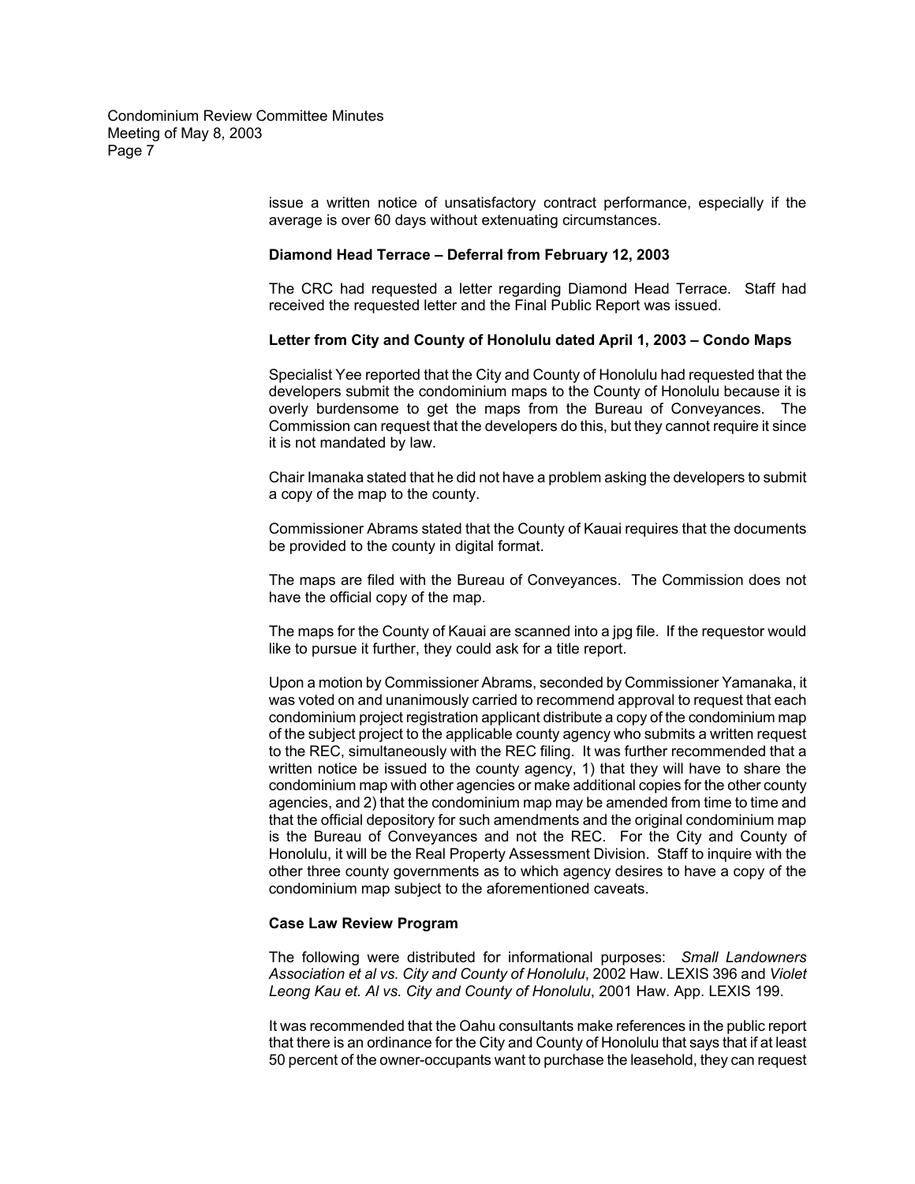issue a written notice of unsatisfactory contract performance, especially if the average is over 60 days without extenuating circumstances.

**Diamond Head Terrace – Deferral from February 12, 2003**

The CRC had requested a letter regarding Diamond Head Terrace. Staff had received the requested letter and the Final Public Report was issued.

**Letter from City and County of Honolulu dated April 1, 2003 – Condo Maps**

Specialist Yee reported that the City and County of Honolulu had requested that the developers submit the condominium maps to the County of Honolulu because it is overly burdensome to get the maps from the Bureau of Conveyances. The Commission can request that the developers do this, but they cannot require it since it is not mandated by law.

Chair Imanaka stated that he did not have a problem asking the developers to submit a copy of the map to the county.

Commissioner Abrams stated that the County of Kauai requires that the documents be provided to the county in digital format.

The maps are filed with the Bureau of Conveyances. The Commission does not have the official copy of the map.

The maps for the County of Kauai are scanned into a jpg file. If the requestor would like to pursue it further, they could ask for a title report.

Upon a motion by Commissioner Abrams, seconded by Commissioner Yamanaka, it was voted on and unanimously carried to recommend approval to request that each condominium project registration applicant distribute a copy of the condominium map of the subject project to the applicable county agency who submits a written request to the REC, simultaneously with the REC filing. It was further recommended that a written notice be issued to the county agency, 1) that they will have to share the condominium map with other agencies or make additional copies for the other county agencies, and 2) that the condominium map may be amended from time to time and that the official depository for such amendments and the original condominium map is the Bureau of Conveyances and not the REC. For the City and County of Honolulu, it will be the Real Property Assessment Division. Staff to inquire with the other three county governments as to which agency desires to have a copy of the condominium map subject to the aforementioned caveats.

**Case Law Review Program**

The following were distributed for informational purposes: *Small Landowners Association et al vs. City and County of Honolulu*, 2002 Haw. LEXIS 396 and *Violet Leong Kau et. Al vs. City and County of Honolulu*, 2001 Haw. App. LEXIS 199.

It was recommended that the Oahu consultants make references in the public report that there is an ordinance for the City and County of Honolulu that says that if at least 50 percent of the owner-occupants want to purchase the leasehold, they can request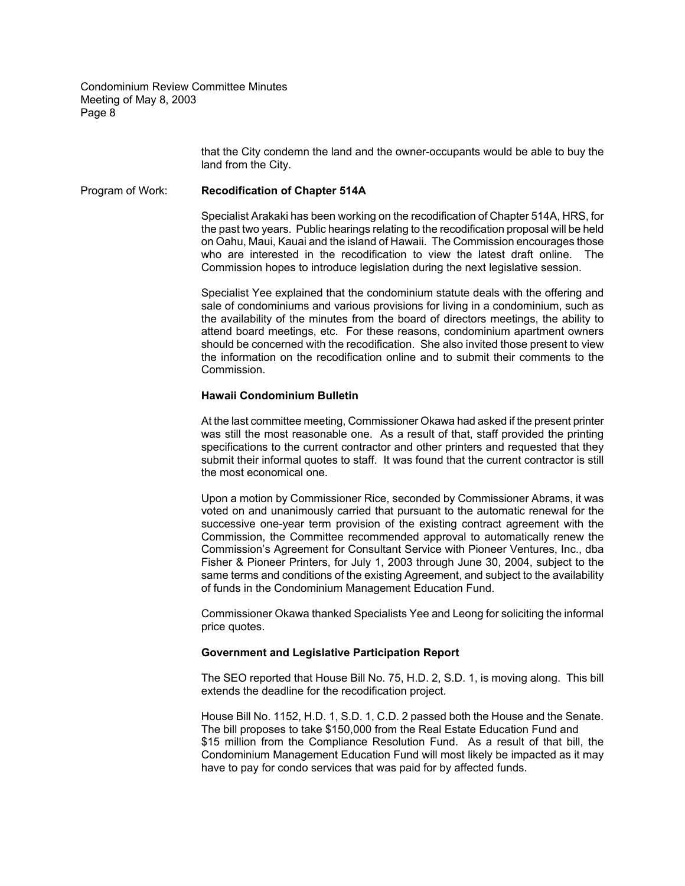that the City condemn the land and the owner-occupants would be able to buy the land from the City.

Program of Work: **Recodification of Chapter 514A**

Specialist Arakaki has been working on the recodification of Chapter 514A, HRS, for the past two years. Public hearings relating to the recodification proposal will be held on Oahu, Maui, Kauai and the island of Hawaii. The Commission encourages those who are interested in the recodification to view the latest draft online. The Commission hopes to introduce legislation during the next legislative session.

Specialist Yee explained that the condominium statute deals with the offering and sale of condominiums and various provisions for living in a condominium, such as the availability of the minutes from the board of directors meetings, the ability to attend board meetings, etc. For these reasons, condominium apartment owners should be concerned with the recodification. She also invited those present to view the information on the recodification online and to submit their comments to the Commission.

**Hawaii Condominium Bulletin**

At the last committee meeting, Commissioner Okawa had asked if the present printer was still the most reasonable one. As a result of that, staff provided the printing specifications to the current contractor and other printers and requested that they submit their informal quotes to staff. It was found that the current contractor is still the most economical one.

Upon a motion by Commissioner Rice, seconded by Commissioner Abrams, it was voted on and unanimously carried that pursuant to the automatic renewal for the successive one-year term provision of the existing contract agreement with the Commission, the Committee recommended approval to automatically renew the Commission's Agreement for Consultant Service with Pioneer Ventures, Inc., dba Fisher & Pioneer Printers, for July 1, 2003 through June 30, 2004, subject to the same terms and conditions of the existing Agreement, and subject to the availability of funds in the Condominium Management Education Fund.

Commissioner Okawa thanked Specialists Yee and Leong for soliciting the informal price quotes.

**Government and Legislative Participation Report**

The SEO reported that House Bill No. 75, H.D. 2, S.D. 1, is moving along. This bill extends the deadline for the recodification project.

House Bill No. 1152, H.D. 1, S.D. 1, C.D. 2 passed both the House and the Senate. The bill proposes to take $150,000 from the Real Estate Education Fund and $15 million from the Compliance Resolution Fund. As a result of that bill, the Condominium Management Education Fund will most likely be impacted as it may have to pay for condo services that was paid for by affected funds.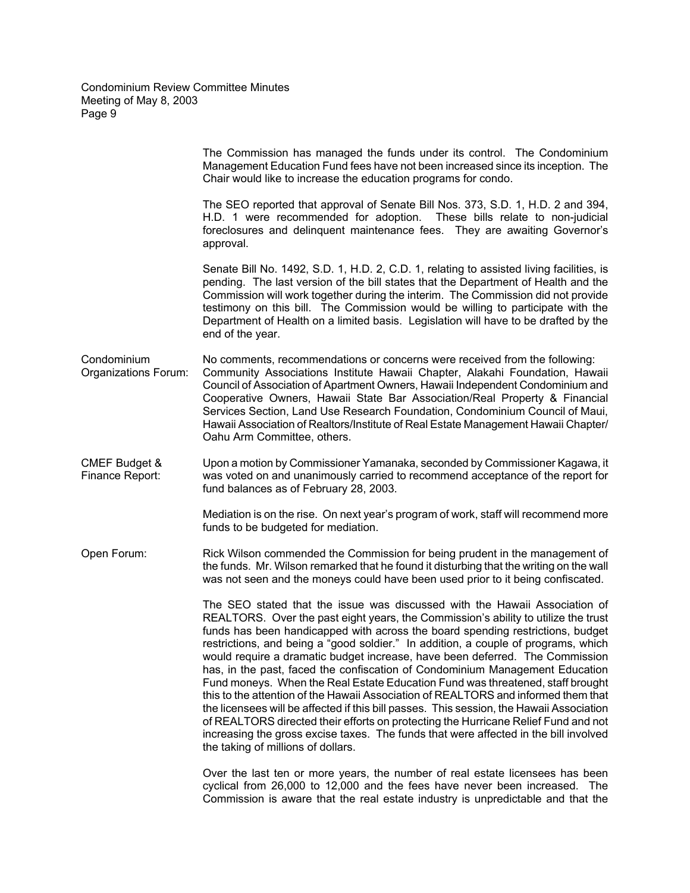The Commission has managed the funds under its control. The Condominium Management Education Fund fees have not been increased since its inception. The Chair would like to increase the education programs for condo.

The SEO reported that approval of Senate Bill Nos. 373, S.D. 1, H.D. 2 and 394, H.D. 1 were recommended for adoption. These bills relate to non-judicial foreclosures and delinquent maintenance fees. They are awaiting Governor's approval.

Senate Bill No. 1492, S.D. 1, H.D. 2, C.D. 1, relating to assisted living facilities, is pending. The last version of the bill states that the Department of Health and the Commission will work together during the interim. The Commission did not provide testimony on this bill. The Commission would be willing to participate with the Department of Health on a limited basis. Legislation will have to be drafted by the end of the year.

**Condominium Organizations Forum:** No comments, recommendations or concerns were received from the following: Community Associations Institute Hawaii Chapter, Alakahi Foundation, Hawaii Council of Association of Apartment Owners, Hawaii Independent Condominium and Cooperative Owners, Hawaii State Bar Association/Real Property & Financial Services Section, Land Use Research Foundation, Condominium Council of Maui, Hawaii Association of Realtors/Institute of Real Estate Management Hawaii Chapter/ Oahu Arm Committee, others.

**CMEF Budget & Finance Report:** Upon a motion by Commissioner Yamanaka, seconded by Commissioner Kagawa, it was voted on and unanimously carried to recommend acceptance of the report for fund balances as of February 28, 2003.

Mediation is on the rise. On next year's program of work, staff will recommend more funds to be budgeted for mediation.

**Open Forum:** Rick Wilson commended the Commission for being prudent in the management of the funds. Mr. Wilson remarked that he found it disturbing that the writing on the wall was not seen and the moneys could have been used prior to it being confiscated.

The SEO stated that the issue was discussed with the Hawaii Association of REALTORS. Over the past eight years, the Commission's ability to utilize the trust funds has been handicapped with across the board spending restrictions, budget restrictions, and being a "good soldier." In addition, a couple of programs, which would require a dramatic budget increase, have been deferred. The Commission has, in the past, faced the confiscation of Condominium Management Education Fund moneys. When the Real Estate Education Fund was threatened, staff brought this to the attention of the Hawaii Association of REALTORS and informed them that the licensees will be affected if this bill passes. This session, the Hawaii Association of REALTORS directed their efforts on protecting the Hurricane Relief Fund and not increasing the gross excise taxes. The funds that were affected in the bill involved the taking of millions of dollars.

Over the last ten or more years, the number of real estate licensees has been cyclical from 26,000 to 12,000 and the fees have never been increased. The Commission is aware that the real estate industry is unpredictable and that the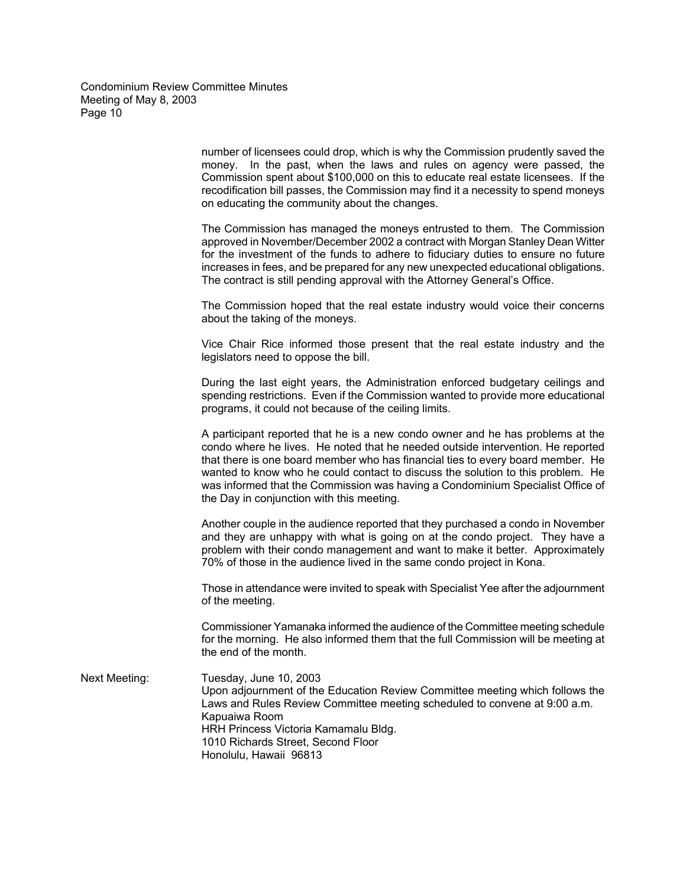number of licensees could drop, which is why the Commission prudently saved the money. In the past, when the laws and rules on agency were passed, the Commission spent about $100,000 on this to educate real estate licensees. If the recodification bill passes, the Commission may find it a necessity to spend moneys on educating the community about the changes.

The Commission has managed the moneys entrusted to them. The Commission approved in November/December 2002 a contract with Morgan Stanley Dean Witter for the investment of the funds to adhere to fiduciary duties to ensure no future increases in fees, and be prepared for any new unexpected educational obligations. The contract is still pending approval with the Attorney General's Office.

The Commission hoped that the real estate industry would voice their concerns about the taking of the moneys.

Vice Chair Rice informed those present that the real estate industry and the legislators need to oppose the bill.

During the last eight years, the Administration enforced budgetary ceilings and spending restrictions. Even if the Commission wanted to provide more educational programs, it could not because of the ceiling limits.

A participant reported that he is a new condo owner and he has problems at the condo where he lives. He noted that he needed outside intervention. He reported that there is one board member who has financial ties to every board member. He wanted to know who he could contact to discuss the solution to this problem. He was informed that the Commission was having a Condominium Specialist Office of the Day in conjunction with this meeting.

Another couple in the audience reported that they purchased a condo in November and they are unhappy with what is going on at the condo project. They have a problem with their condo management and want to make it better. Approximately 70% of those in the audience lived in the same condo project in Kona.

Those in attendance were invited to speak with Specialist Yee after the adjournment of the meeting.

Commissioner Yamanaka informed the audience of the Committee meeting schedule for the morning. He also informed them that the full Commission will be meeting at the end of the month.

Next Meeting: Tuesday, June 10, 2003
Upon adjournment of the Education Review Committee meeting which follows the Laws and Rules Review Committee meeting scheduled to convene at 9:00 a.m.
Kapuaiwa Room
HRH Princess Victoria Kamamalu Bldg.
1010 Richards Street, Second Floor
Honolulu, Hawaii 96813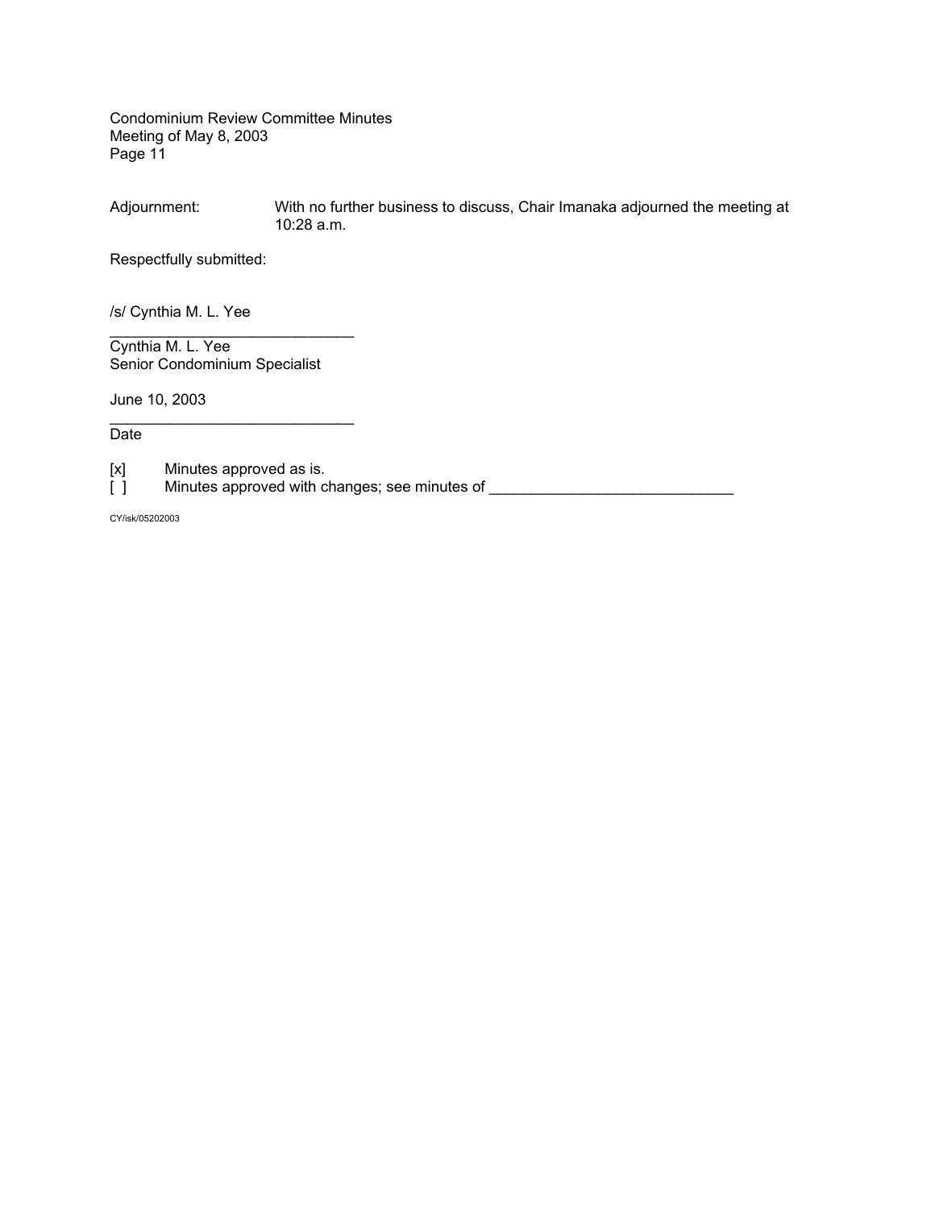Adjournment: With no further business to discuss, Chair Imanaka adjourned the meeting at 10:28 a.m.

Respectfully submitted:

/s/ Cynthia M. L. Yee
_____________________________
Cynthia M. L. Yee
Senior Condominium Specialist

June 10, 2003
_____________________________
Date

[x] Minutes approved as is.
[ ] Minutes approved with changes; see minutes of _____________________________

CY/isk/05202003